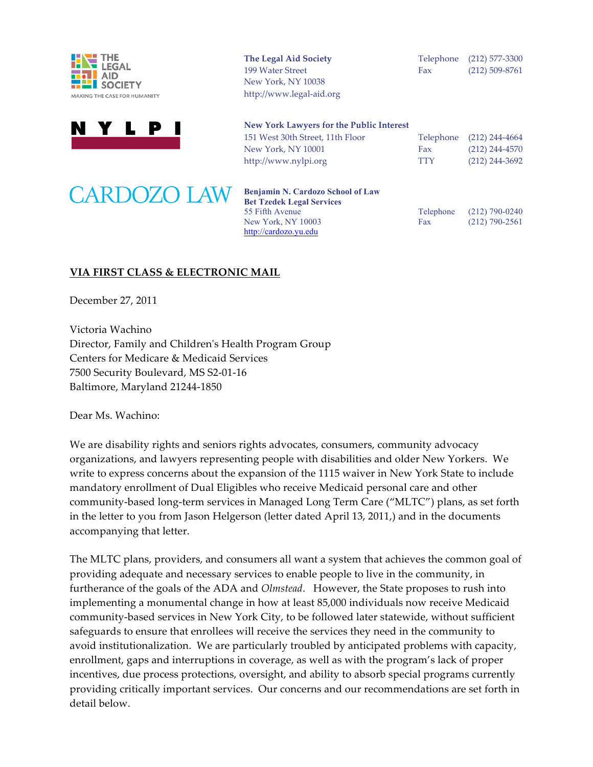THE LEGAL AID SOCIETY
MAKING THE CASE FOR HUMANITY

**The Legal Aid Society**
199 Water Street
New York, NY 10038
http://www.legal-aid.org

Telephone (212) 577-3300
Fax (212) 509-8761

NYLPI

**New York Lawyers for the Public Interest**
151 West 30th Street, 11th Floor
New York, NY 10001
http://www.nylpi.org

Telephone (212) 244-4664
Fax (212) 244-4570
TTY (212) 244-3692

CARDOZO LAW

**Benjamin N. Cardozo School of Law**
**Bet Tzedek Legal Services**
55 Fifth Avenue
New York, NY 10003
http://cardozo.yu.edu

Telephone (212) 790-0240
Fax (212) 790-2561

**VIA FIRST CLASS & ELECTRONIC MAIL**

December 27, 2011

Victoria Wachino
Director, Family and Children's Health Program Group
Centers for Medicare & Medicaid Services
7500 Security Boulevard, MS S2-01-16
Baltimore, Maryland 21244-1850

Dear Ms. Wachino:

We are disability rights and seniors rights advocates, consumers, community advocacy organizations, and lawyers representing people with disabilities and older New Yorkers. We write to express concerns about the expansion of the 1115 waiver in New York State to include mandatory enrollment of Dual Eligibles who receive Medicaid personal care and other community-based long-term services in Managed Long Term Care ("MLTC") plans, as set forth in the letter to you from Jason Helgerson (letter dated April 13, 2011,) and in the documents accompanying that letter.

The MLTC plans, providers, and consumers all want a system that achieves the common goal of providing adequate and necessary services to enable people to live in the community, in furtherance of the goals of the ADA and *Olmstead*. However, the State proposes to rush into implementing a monumental change in how at least 85,000 individuals now receive Medicaid community-based services in New York City, to be followed later statewide, without sufficient safeguards to ensure that enrollees will receive the services they need in the community to avoid institutionalization. We are particularly troubled by anticipated problems with capacity, enrollment, gaps and interruptions in coverage, as well as with the program's lack of proper incentives, due process protections, oversight, and ability to absorb special programs currently providing critically important services. Our concerns and our recommendations are set forth in detail below.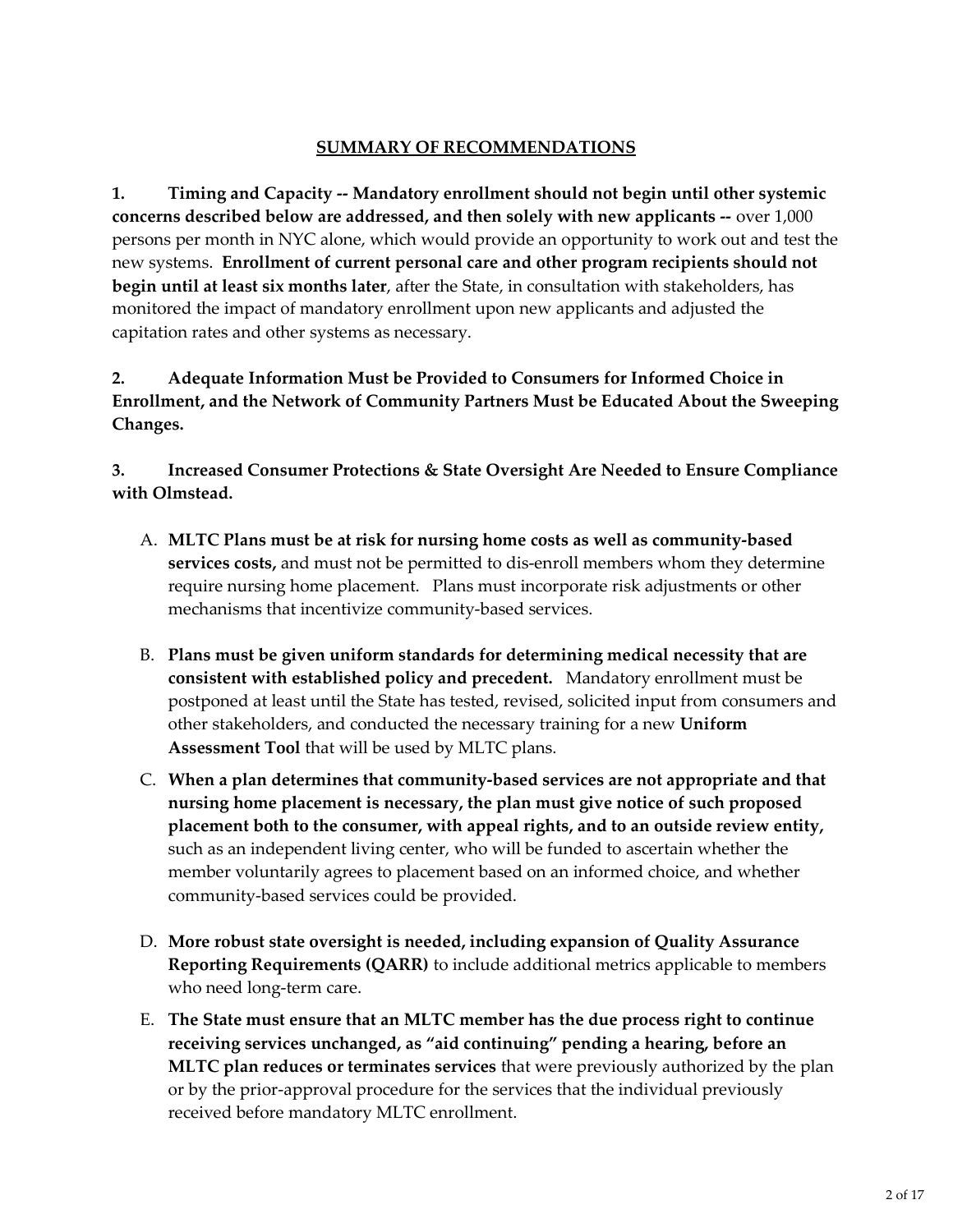## SUMMARY OF RECOMMENDATIONS

**1. Timing and Capacity -- Mandatory enrollment should not begin until other systemic concerns described below are addressed, and then solely with new applicants --** over 1,000 persons per month in NYC alone, which would provide an opportunity to work out and test the new systems. **Enrollment of current personal care and other program recipients should not begin until at least six months later**, after the State, in consultation with stakeholders, has monitored the impact of mandatory enrollment upon new applicants and adjusted the capitation rates and other systems as necessary.

**2. Adequate Information Must be Provided to Consumers for Informed Choice in Enrollment, and the Network of Community Partners Must be Educated About the Sweeping Changes.**

**3. Increased Consumer Protections & State Oversight Are Needed to Ensure Compliance with Olmstead.**

A. **MLTC Plans must be at risk for nursing home costs as well as community-based services costs,** and must not be permitted to dis-enroll members whom they determine require nursing home placement. Plans must incorporate risk adjustments or other mechanisms that incentivize community-based services.

B. **Plans must be given uniform standards for determining medical necessity that are consistent with established policy and precedent.** Mandatory enrollment must be postponed at least until the State has tested, revised, solicited input from consumers and other stakeholders, and conducted the necessary training for a new **Uniform Assessment Tool** that will be used by MLTC plans.

C. **When a plan determines that community-based services are not appropriate and that nursing home placement is necessary, the plan must give notice of such proposed placement both to the consumer, with appeal rights, and to an outside review entity,** such as an independent living center, who will be funded to ascertain whether the member voluntarily agrees to placement based on an informed choice, and whether community-based services could be provided.

D. **More robust state oversight is needed, including expansion of Quality Assurance Reporting Requirements (QARR)** to include additional metrics applicable to members who need long-term care.

E. **The State must ensure that an MLTC member has the due process right to continue receiving services unchanged, as "aid continuing" pending a hearing, before an MLTC plan reduces or terminates services** that were previously authorized by the plan or by the prior-approval procedure for the services that the individual previously received before mandatory MLTC enrollment.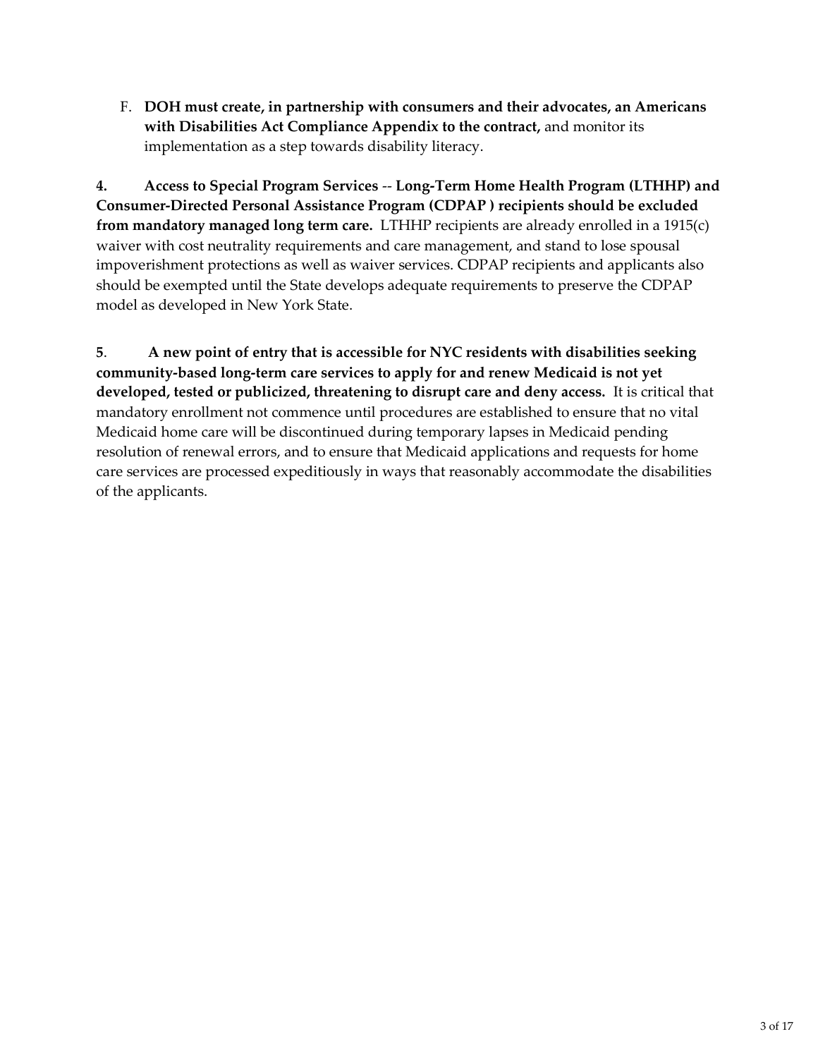F. **DOH must create, in partnership with consumers and their advocates, an Americans with Disabilities Act Compliance Appendix to the contract,** and monitor its implementation as a step towards disability literacy.

**4. Access to Special Program Services** -- **Long-Term Home Health Program (LTHHP) and Consumer-Directed Personal Assistance Program (CDPAP ) recipients should be excluded from mandatory managed long term care.** LTHHP recipients are already enrolled in a 1915(c) waiver with cost neutrality requirements and care management, and stand to lose spousal impoverishment protections as well as waiver services. CDPAP recipients and applicants also should be exempted until the State develops adequate requirements to preserve the CDPAP model as developed in New York State.

**5. A new point of entry that is accessible for NYC residents with disabilities seeking community-based long-term care services to apply for and renew Medicaid is not yet developed, tested or publicized, threatening to disrupt care and deny access.** It is critical that mandatory enrollment not commence until procedures are established to ensure that no vital Medicaid home care will be discontinued during temporary lapses in Medicaid pending resolution of renewal errors, and to ensure that Medicaid applications and requests for home care services are processed expeditiously in ways that reasonably accommodate the disabilities of the applicants.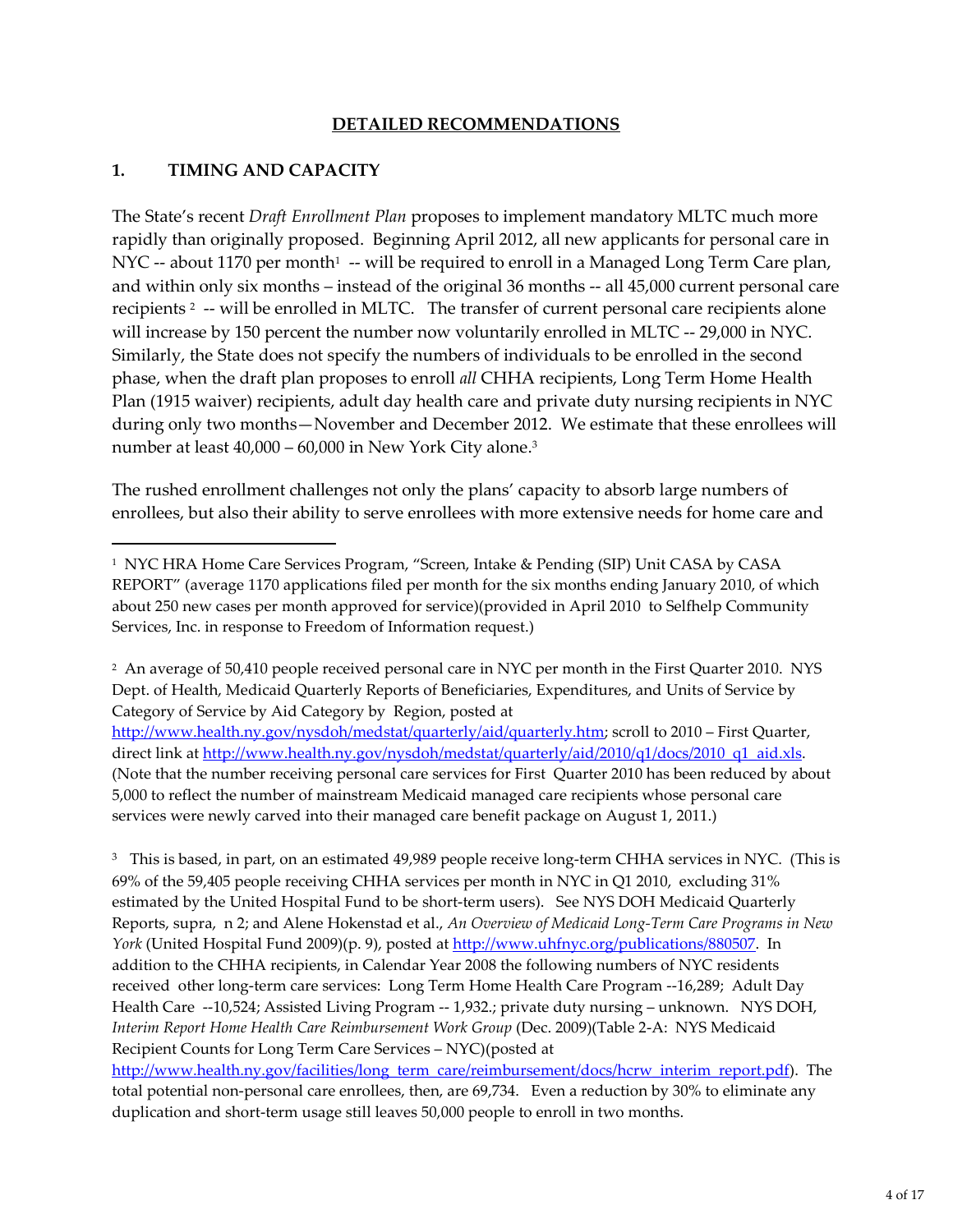## DETAILED RECOMMENDATIONS

### 1. TIMING AND CAPACITY

The State's recent *Draft Enrollment Plan* proposes to implement mandatory MLTC much more rapidly than originally proposed. Beginning April 2012, all new applicants for personal care in NYC -- about 1170 per month[1] -- will be required to enroll in a Managed Long Term Care plan, and within only six months – instead of the original 36 months -- all 45,000 current personal care recipients [2] -- will be enrolled in MLTC. The transfer of current personal care recipients alone will increase by 150 percent the number now voluntarily enrolled in MLTC -- 29,000 in NYC. Similarly, the State does not specify the numbers of individuals to be enrolled in the second phase, when the draft plan proposes to enroll *all* CHHA recipients, Long Term Home Health Plan (1915 waiver) recipients, adult day health care and private duty nursing recipients in NYC during only two months—November and December 2012. We estimate that these enrollees will number at least 40,000 – 60,000 in New York City alone.[3]

The rushed enrollment challenges not only the plans' capacity to absorb large numbers of enrollees, but also their ability to serve enrollees with more extensive needs for home care and

---

[1] NYC HRA Home Care Services Program, "Screen, Intake & Pending (SIP) Unit CASA by CASA REPORT" (average 1170 applications filed per month for the six months ending January 2010, of which about 250 new cases per month approved for service)(provided in April 2010 to Selfhelp Community Services, Inc. in response to Freedom of Information request.)

[2] An average of 50,410 people received personal care in NYC per month in the First Quarter 2010. NYS Dept. of Health, Medicaid Quarterly Reports of Beneficiaries, Expenditures, and Units of Service by Category of Service by Aid Category by Region, posted at http://www.health.ny.gov/nysdoh/medstat/quarterly/aid/quarterly.htm; scroll to 2010 – First Quarter, direct link at http://www.health.ny.gov/nysdoh/medstat/quarterly/aid/2010/q1/docs/2010_q1_aid.xls. (Note that the number receiving personal care services for First Quarter 2010 has been reduced by about 5,000 to reflect the number of mainstream Medicaid managed care recipients whose personal care services were newly carved into their managed care benefit package on August 1, 2011.)

[3] This is based, in part, on an estimated 49,989 people receive long-term CHHA services in NYC. (This is 69% of the 59,405 people receiving CHHA services per month in NYC in Q1 2010, excluding 31% estimated by the United Hospital Fund to be short-term users). See NYS DOH Medicaid Quarterly Reports, supra, n 2; and Alene Hokenstad et al., *An Overview of Medicaid Long-Term Care Programs in New York* (United Hospital Fund 2009)(p. 9), posted at http://www.uhfnyc.org/publications/880507. In addition to the CHHA recipients, in Calendar Year 2008 the following numbers of NYC residents received other long-term care services: Long Term Home Health Care Program --16,289; Adult Day Health Care --10,524; Assisted Living Program -- 1,932.; private duty nursing – unknown. NYS DOH, *Interim Report Home Health Care Reimbursement Work Group* (Dec. 2009)(Table 2-A: NYS Medicaid Recipient Counts for Long Term Care Services – NYC)(posted at http://www.health.ny.gov/facilities/long_term_care/reimbursement/docs/hcrw_interim_report.pdf). The total potential non-personal care enrollees, then, are 69,734. Even a reduction by 30% to eliminate any duplication and short-term usage still leaves 50,000 people to enroll in two months.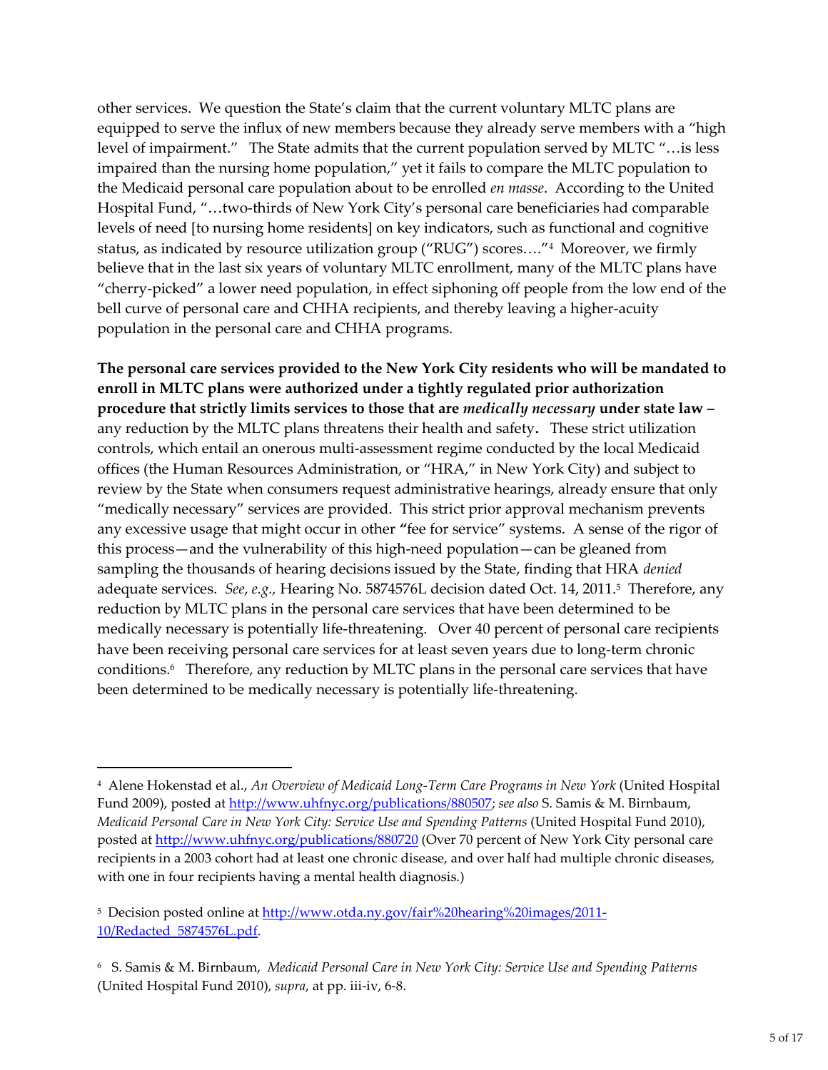other services. We question the State's claim that the current voluntary MLTC plans are equipped to serve the influx of new members because they already serve members with a "high level of impairment." The State admits that the current population served by MLTC "…is less impaired than the nursing home population," yet it fails to compare the MLTC population to the Medicaid personal care population about to be enrolled *en masse*. According to the United Hospital Fund, "…two-thirds of New York City's personal care beneficiaries had comparable levels of need [to nursing home residents] on key indicators, such as functional and cognitive status, as indicated by resource utilization group ("RUG") scores…."[4] Moreover, we firmly believe that in the last six years of voluntary MLTC enrollment, many of the MLTC plans have "cherry-picked" a lower need population, in effect siphoning off people from the low end of the bell curve of personal care and CHHA recipients, and thereby leaving a higher-acuity population in the personal care and CHHA programs.

**The personal care services provided to the New York City residents who will be mandated to enroll in MLTC plans were authorized under a tightly regulated prior authorization procedure that strictly limits services to those that are *medically necessary* under state law –** any reduction by the MLTC plans threatens their health and safety**.** These strict utilization controls, which entail an onerous multi-assessment regime conducted by the local Medicaid offices (the Human Resources Administration, or "HRA," in New York City) and subject to review by the State when consumers request administrative hearings, already ensure that only "medically necessary" services are provided. This strict prior approval mechanism prevents any excessive usage that might occur in other "fee for service" systems. A sense of the rigor of this process—and the vulnerability of this high-need population—can be gleaned from sampling the thousands of hearing decisions issued by the State, finding that HRA *denied* adequate services. *See*, *e.g.,* Hearing No. 5874576L decision dated Oct. 14, 2011.[5] Therefore, any reduction by MLTC plans in the personal care services that have been determined to be medically necessary is potentially life-threatening. Over 40 percent of personal care recipients have been receiving personal care services for at least seven years due to long-term chronic conditions.[6] Therefore, any reduction by MLTC plans in the personal care services that have been determined to be medically necessary is potentially life-threatening.

---

[4] Alene Hokenstad et al., *An Overview of Medicaid Long-Term Care Programs in New York* (United Hospital Fund 2009), posted at http://www.uhfnyc.org/publications/880507; *see also* S. Samis & M. Birnbaum, *Medicaid Personal Care in New York City: Service Use and Spending Patterns* (United Hospital Fund 2010), posted at http://www.uhfnyc.org/publications/880720 (Over 70 percent of New York City personal care recipients in a 2003 cohort had at least one chronic disease, and over half had multiple chronic diseases, with one in four recipients having a mental health diagnosis.)

[5] Decision posted online at http://www.otda.ny.gov/fair%20hearing%20images/2011-10/Redacted_5874576L.pdf.

[6] S. Samis & M. Birnbaum, *Medicaid Personal Care in New York City: Service Use and Spending Patterns* (United Hospital Fund 2010), *supra*, at pp. iii-iv, 6-8.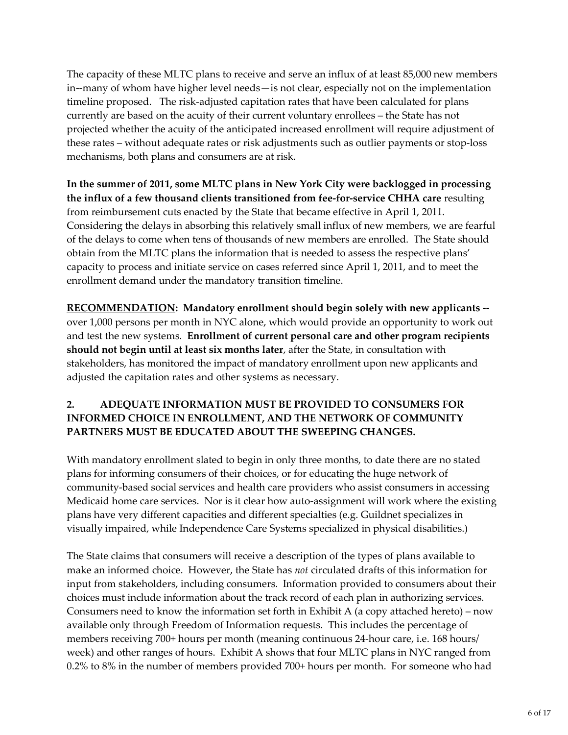The capacity of these MLTC plans to receive and serve an influx of at least 85,000 new members in--many of whom have higher level needs—is not clear, especially not on the implementation timeline proposed. The risk-adjusted capitation rates that have been calculated for plans currently are based on the acuity of their current voluntary enrollees – the State has not projected whether the acuity of the anticipated increased enrollment will require adjustment of these rates – without adequate rates or risk adjustments such as outlier payments or stop-loss mechanisms, both plans and consumers are at risk.

**In the summer of 2011, some MLTC plans in New York City were backlogged in processing the influx of a few thousand clients transitioned from fee-for-service CHHA care** resulting from reimbursement cuts enacted by the State that became effective in April 1, 2011. Considering the delays in absorbing this relatively small influx of new members, we are fearful of the delays to come when tens of thousands of new members are enrolled. The State should obtain from the MLTC plans the information that is needed to assess the respective plans' capacity to process and initiate service on cases referred since April 1, 2011, and to meet the enrollment demand under the mandatory transition timeline.

**<u>RECOMMENDATION</u>: Mandatory enrollment should begin solely with new applicants --** over 1,000 persons per month in NYC alone, which would provide an opportunity to work out and test the new systems. **Enrollment of current personal care and other program recipients should not begin until at least six months later**, after the State, in consultation with stakeholders, has monitored the impact of mandatory enrollment upon new applicants and adjusted the capitation rates and other systems as necessary.

## 2. ADEQUATE INFORMATION MUST BE PROVIDED TO CONSUMERS FOR INFORMED CHOICE IN ENROLLMENT, AND THE NETWORK OF COMMUNITY PARTNERS MUST BE EDUCATED ABOUT THE SWEEPING CHANGES.

With mandatory enrollment slated to begin in only three months, to date there are no stated plans for informing consumers of their choices, or for educating the huge network of community-based social services and health care providers who assist consumers in accessing Medicaid home care services. Nor is it clear how auto-assignment will work where the existing plans have very different capacities and different specialties (e.g. Guildnet specializes in visually impaired, while Independence Care Systems specialized in physical disabilities.)

The State claims that consumers will receive a description of the types of plans available to make an informed choice. However, the State has *not* circulated drafts of this information for input from stakeholders, including consumers. Information provided to consumers about their choices must include information about the track record of each plan in authorizing services. Consumers need to know the information set forth in Exhibit A (a copy attached hereto) – now available only through Freedom of Information requests. This includes the percentage of members receiving 700+ hours per month (meaning continuous 24-hour care, i.e. 168 hours/ week) and other ranges of hours. Exhibit A shows that four MLTC plans in NYC ranged from 0.2% to 8% in the number of members provided 700+ hours per month. For someone who had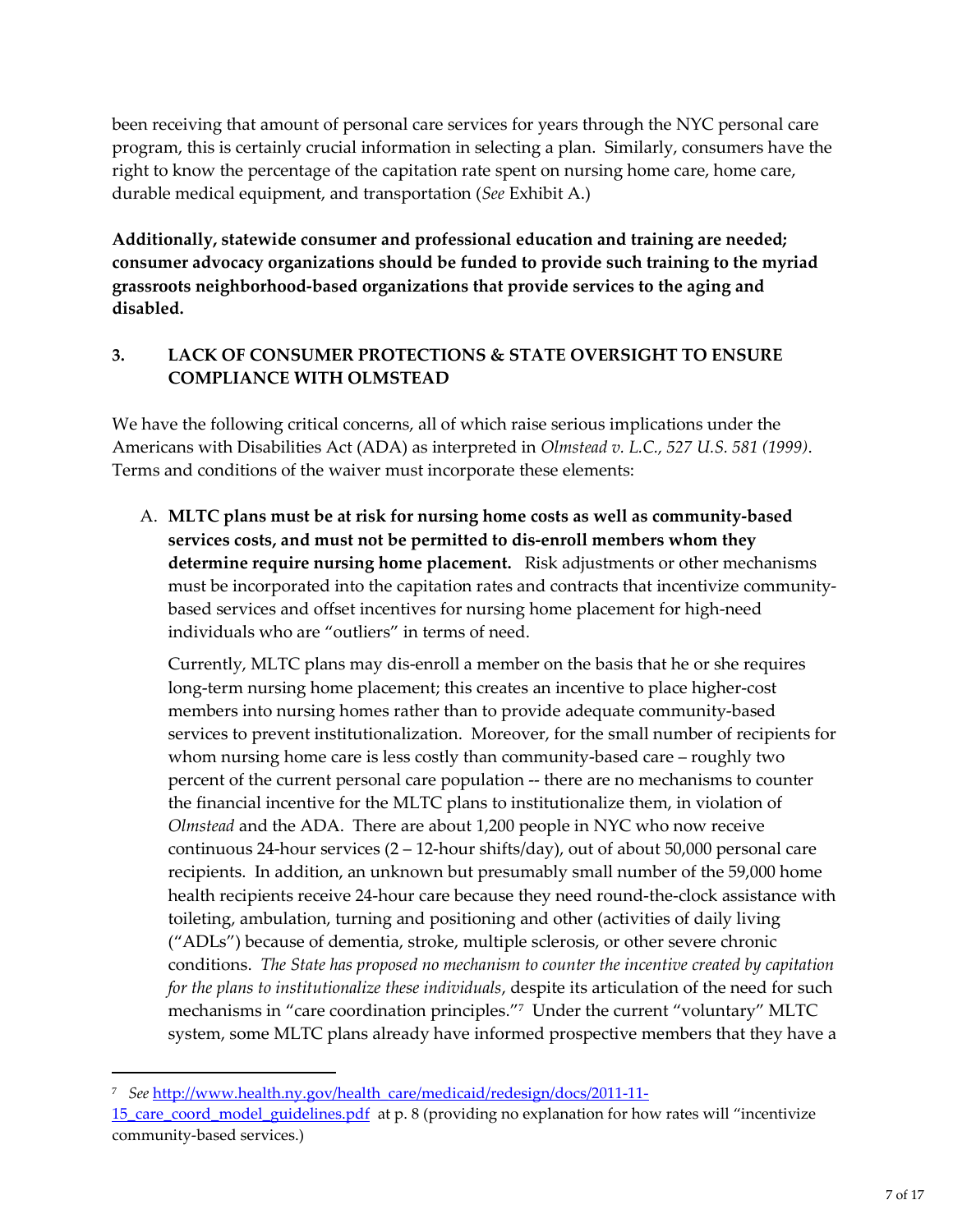been receiving that amount of personal care services for years through the NYC personal care program, this is certainly crucial information in selecting a plan. Similarly, consumers have the right to know the percentage of the capitation rate spent on nursing home care, home care, durable medical equipment, and transportation (*See* Exhibit A.)

**Additionally, statewide consumer and professional education and training are needed; consumer advocacy organizations should be funded to provide such training to the myriad grassroots neighborhood-based organizations that provide services to the aging and disabled.**

### 3. LACK OF CONSUMER PROTECTIONS & STATE OVERSIGHT TO ENSURE COMPLIANCE WITH OLMSTEAD

We have the following critical concerns, all of which raise serious implications under the Americans with Disabilities Act (ADA) as interpreted in *Olmstead v. L.C., 527 U.S. 581 (1999)*. Terms and conditions of the waiver must incorporate these elements:

A. **MLTC plans must be at risk for nursing home costs as well as community-based services costs, and must not be permitted to dis-enroll members whom they determine require nursing home placement.** Risk adjustments or other mechanisms must be incorporated into the capitation rates and contracts that incentivize community-based services and offset incentives for nursing home placement for high-need individuals who are "outliers" in terms of need.

   Currently, MLTC plans may dis-enroll a member on the basis that he or she requires long-term nursing home placement; this creates an incentive to place higher-cost members into nursing homes rather than to provide adequate community-based services to prevent institutionalization. Moreover, for the small number of recipients for whom nursing home care is less costly than community-based care – roughly two percent of the current personal care population -- there are no mechanisms to counter the financial incentive for the MLTC plans to institutionalize them, in violation of *Olmstead* and the ADA. There are about 1,200 people in NYC who now receive continuous 24-hour services (2 – 12-hour shifts/day), out of about 50,000 personal care recipients. In addition, an unknown but presumably small number of the 59,000 home health recipients receive 24-hour care because they need round-the-clock assistance with toileting, ambulation, turning and positioning and other (activities of daily living ("ADLs") because of dementia, stroke, multiple sclerosis, or other severe chronic conditions. *The State has proposed no mechanism to counter the incentive created by capitation for the plans to institutionalize these individuals*, despite its articulation of the need for such mechanisms in "care coordination principles."[7] Under the current "voluntary" MLTC system, some MLTC plans already have informed prospective members that they have a

---

[7] *See* http://www.health.ny.gov/health_care/medicaid/redesign/docs/2011-11-15_care_coord_model_guidelines.pdf at p. 8 (providing no explanation for how rates will "incentivize community-based services.)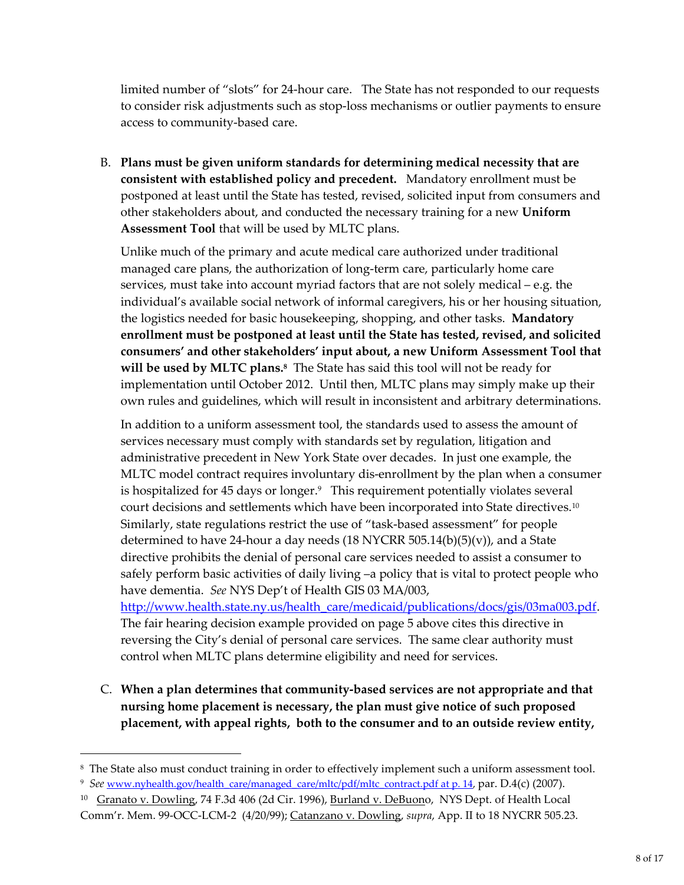limited number of "slots" for 24-hour care. The State has not responded to our requests to consider risk adjustments such as stop-loss mechanisms or outlier payments to ensure access to community-based care.

B. **Plans must be given uniform standards for determining medical necessity that are consistent with established policy and precedent.** Mandatory enrollment must be postponed at least until the State has tested, revised, solicited input from consumers and other stakeholders about, and conducted the necessary training for a new **Uniform Assessment Tool** that will be used by MLTC plans.

Unlike much of the primary and acute medical care authorized under traditional managed care plans, the authorization of long-term care, particularly home care services, must take into account myriad factors that are not solely medical – e.g. the individual's available social network of informal caregivers, his or her housing situation, the logistics needed for basic housekeeping, shopping, and other tasks. **Mandatory enrollment must be postponed at least until the State has tested, revised, and solicited consumers' and other stakeholders' input about, a new Uniform Assessment Tool that will be used by MLTC plans.**[8] The State has said this tool will not be ready for implementation until October 2012. Until then, MLTC plans may simply make up their own rules and guidelines, which will result in inconsistent and arbitrary determinations.

In addition to a uniform assessment tool, the standards used to assess the amount of services necessary must comply with standards set by regulation, litigation and administrative precedent in New York State over decades. In just one example, the MLTC model contract requires involuntary dis-enrollment by the plan when a consumer is hospitalized for 45 days or longer.[9] This requirement potentially violates several court decisions and settlements which have been incorporated into State directives.[10] Similarly, state regulations restrict the use of "task-based assessment" for people determined to have 24-hour a day needs (18 NYCRR 505.14(b)(5)(v)), and a State directive prohibits the denial of personal care services needed to assist a consumer to safely perform basic activities of daily living –a policy that is vital to protect people who have dementia. *See* NYS Dep't of Health GIS 03 MA/003, http://www.health.state.ny.us/health_care/medicaid/publications/docs/gis/03ma003.pdf. The fair hearing decision example provided on page 5 above cites this directive in reversing the City's denial of personal care services. The same clear authority must control when MLTC plans determine eligibility and need for services.

C. **When a plan determines that community-based services are not appropriate and that nursing home placement is necessary, the plan must give notice of such proposed placement, with appeal rights, both to the consumer and to an outside review entity,**

---

[8] The State also must conduct training in order to effectively implement such a uniform assessment tool.

[9] *See* www.nyhealth.gov/health_care/managed_care/mltc/pdf/mltc_contract.pdf at p. 14, par. D.4(c) (2007).

[10] Granato v. Dowling, 74 F.3d 406 (2d Cir. 1996), Burland v. DeBuono, NYS Dept. of Health Local Comm'r. Mem. 99-OCC-LCM-2 (4/20/99); Catanzano v. Dowling, *supra*, App. II to 18 NYCRR 505.23.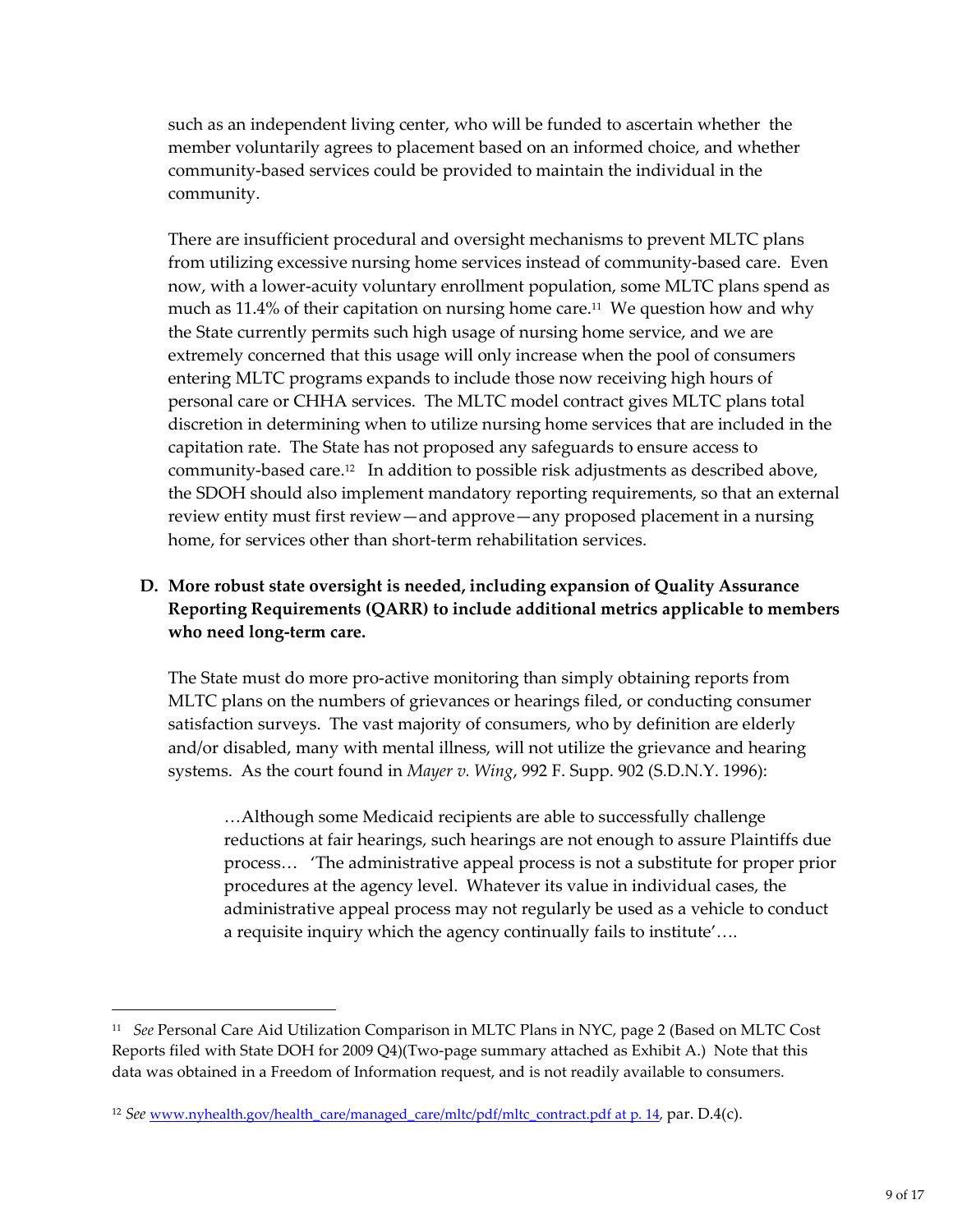such as an independent living center, who will be funded to ascertain whether the member voluntarily agrees to placement based on an informed choice, and whether community-based services could be provided to maintain the individual in the community.

There are insufficient procedural and oversight mechanisms to prevent MLTC plans from utilizing excessive nursing home services instead of community-based care. Even now, with a lower-acuity voluntary enrollment population, some MLTC plans spend as much as 11.4% of their capitation on nursing home care.[11] We question how and why the State currently permits such high usage of nursing home service, and we are extremely concerned that this usage will only increase when the pool of consumers entering MLTC programs expands to include those now receiving high hours of personal care or CHHA services. The MLTC model contract gives MLTC plans total discretion in determining when to utilize nursing home services that are included in the capitation rate. The State has not proposed any safeguards to ensure access to community-based care.[12] In addition to possible risk adjustments as described above, the SDOH should also implement mandatory reporting requirements, so that an external review entity must first review—and approve—any proposed placement in a nursing home, for services other than short-term rehabilitation services.

**D. More robust state oversight is needed, including expansion of Quality Assurance Reporting Requirements (QARR) to include additional metrics applicable to members who need long-term care.**

The State must do more pro-active monitoring than simply obtaining reports from MLTC plans on the numbers of grievances or hearings filed, or conducting consumer satisfaction surveys. The vast majority of consumers, who by definition are elderly and/or disabled, many with mental illness, will not utilize the grievance and hearing systems. As the court found in *Mayer v. Wing*, 992 F. Supp. 902 (S.D.N.Y. 1996):

> …Although some Medicaid recipients are able to successfully challenge reductions at fair hearings, such hearings are not enough to assure Plaintiffs due process… 'The administrative appeal process is not a substitute for proper prior procedures at the agency level. Whatever its value in individual cases, the administrative appeal process may not regularly be used as a vehicle to conduct a requisite inquiry which the agency continually fails to institute'….

---

[11] *See* Personal Care Aid Utilization Comparison in MLTC Plans in NYC, page 2 (Based on MLTC Cost Reports filed with State DOH for 2009 Q4)(Two-page summary attached as Exhibit A.) Note that this data was obtained in a Freedom of Information request, and is not readily available to consumers.

[12] *See* www.nyhealth.gov/health_care/managed_care/mltc/pdf/mltc_contract.pdf at p. 14, par. D.4(c).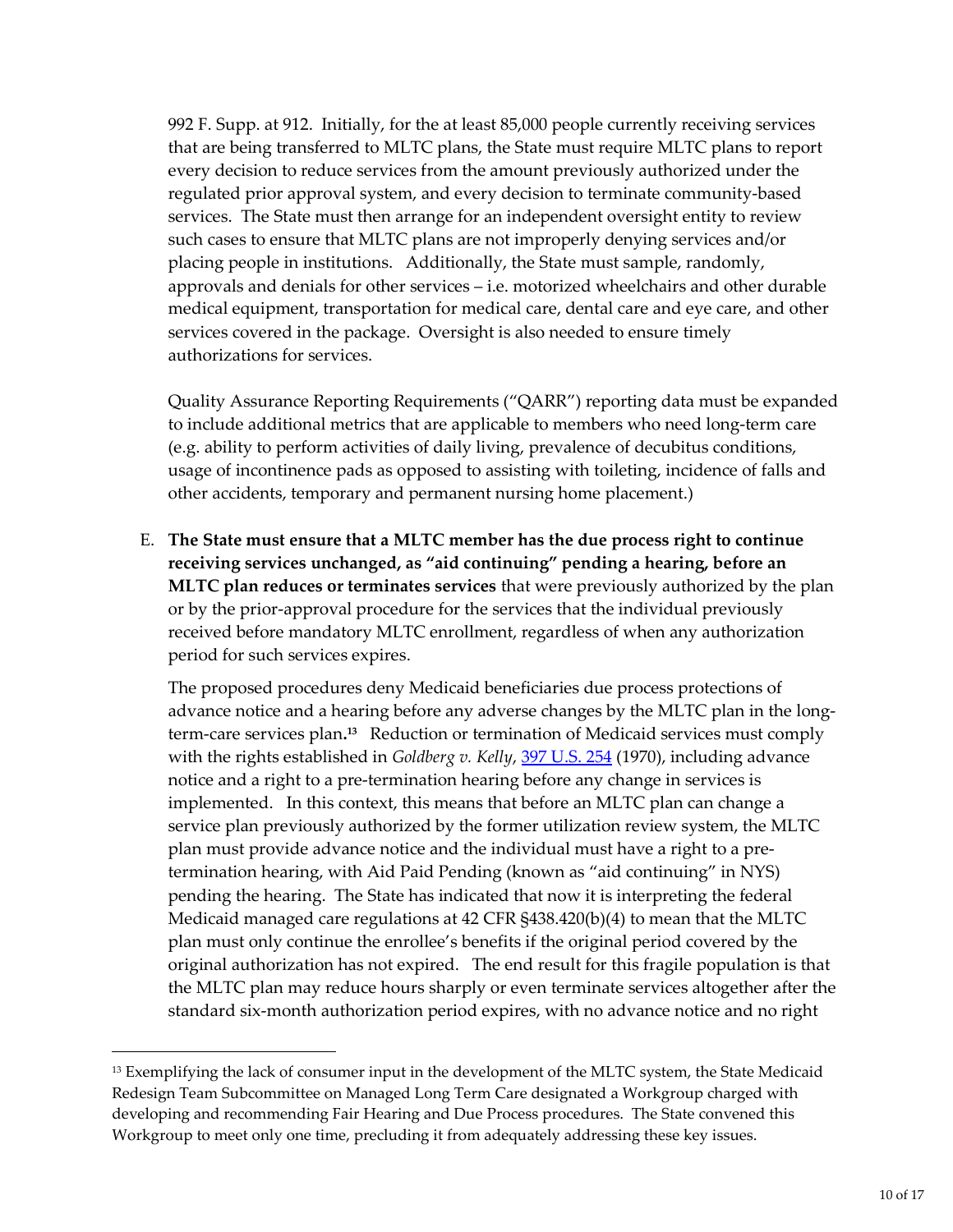992 F. Supp. at 912. Initially, for the at least 85,000 people currently receiving services that are being transferred to MLTC plans, the State must require MLTC plans to report every decision to reduce services from the amount previously authorized under the regulated prior approval system, and every decision to terminate community-based services. The State must then arrange for an independent oversight entity to review such cases to ensure that MLTC plans are not improperly denying services and/or placing people in institutions. Additionally, the State must sample, randomly, approvals and denials for other services – i.e. motorized wheelchairs and other durable medical equipment, transportation for medical care, dental care and eye care, and other services covered in the package. Oversight is also needed to ensure timely authorizations for services.

Quality Assurance Reporting Requirements ("QARR") reporting data must be expanded to include additional metrics that are applicable to members who need long-term care (e.g. ability to perform activities of daily living, prevalence of decubitus conditions, usage of incontinence pads as opposed to assisting with toileting, incidence of falls and other accidents, temporary and permanent nursing home placement.)

E. **The State must ensure that a MLTC member has the due process right to continue receiving services unchanged, as "aid continuing" pending a hearing, before an MLTC plan reduces or terminates services** that were previously authorized by the plan or by the prior-approval procedure for the services that the individual previously received before mandatory MLTC enrollment, regardless of when any authorization period for such services expires.

The proposed procedures deny Medicaid beneficiaries due process protections of advance notice and a hearing before any adverse changes by the MLTC plan in the long-term-care services plan.[13] Reduction or termination of Medicaid services must comply with the rights established in *Goldberg v. Kelly*, 397 U.S. 254 (1970), including advance notice and a right to a pre-termination hearing before any change in services is implemented. In this context, this means that before an MLTC plan can change a service plan previously authorized by the former utilization review system, the MLTC plan must provide advance notice and the individual must have a right to a pre-termination hearing, with Aid Paid Pending (known as "aid continuing" in NYS) pending the hearing. The State has indicated that now it is interpreting the federal Medicaid managed care regulations at 42 CFR §438.420(b)(4) to mean that the MLTC plan must only continue the enrollee's benefits if the original period covered by the original authorization has not expired. The end result for this fragile population is that the MLTC plan may reduce hours sharply or even terminate services altogether after the standard six-month authorization period expires, with no advance notice and no right

---

[13] Exemplifying the lack of consumer input in the development of the MLTC system, the State Medicaid Redesign Team Subcommittee on Managed Long Term Care designated a Workgroup charged with developing and recommending Fair Hearing and Due Process procedures. The State convened this Workgroup to meet only one time, precluding it from adequately addressing these key issues.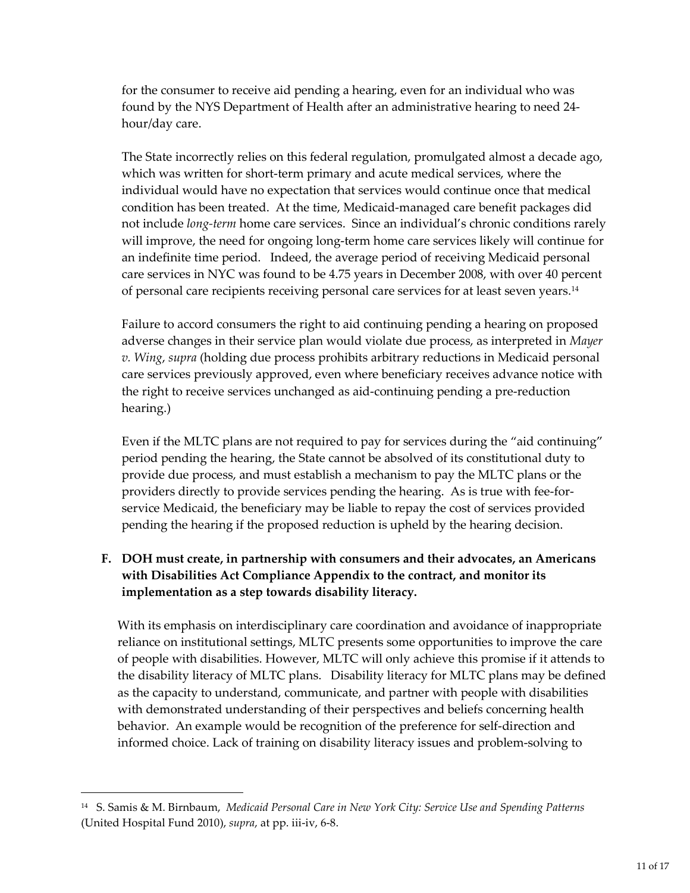for the consumer to receive aid pending a hearing, even for an individual who was found by the NYS Department of Health after an administrative hearing to need 24-hour/day care.

The State incorrectly relies on this federal regulation, promulgated almost a decade ago, which was written for short-term primary and acute medical services, where the individual would have no expectation that services would continue once that medical condition has been treated. At the time, Medicaid-managed care benefit packages did not include *long-term* home care services. Since an individual's chronic conditions rarely will improve, the need for ongoing long-term home care services likely will continue for an indefinite time period. Indeed, the average period of receiving Medicaid personal care services in NYC was found to be 4.75 years in December 2008, with over 40 percent of personal care recipients receiving personal care services for at least seven years.[14]

Failure to accord consumers the right to aid continuing pending a hearing on proposed adverse changes in their service plan would violate due process, as interpreted in *Mayer v. Wing*, *supra* (holding due process prohibits arbitrary reductions in Medicaid personal care services previously approved, even where beneficiary receives advance notice with the right to receive services unchanged as aid-continuing pending a pre-reduction hearing.)

Even if the MLTC plans are not required to pay for services during the "aid continuing" period pending the hearing, the State cannot be absolved of its constitutional duty to provide due process, and must establish a mechanism to pay the MLTC plans or the providers directly to provide services pending the hearing. As is true with fee-for-service Medicaid, the beneficiary may be liable to repay the cost of services provided pending the hearing if the proposed reduction is upheld by the hearing decision.

**F. DOH must create, in partnership with consumers and their advocates, an Americans with Disabilities Act Compliance Appendix to the contract, and monitor its implementation as a step towards disability literacy.**

With its emphasis on interdisciplinary care coordination and avoidance of inappropriate reliance on institutional settings, MLTC presents some opportunities to improve the care of people with disabilities. However, MLTC will only achieve this promise if it attends to the disability literacy of MLTC plans. Disability literacy for MLTC plans may be defined as the capacity to understand, communicate, and partner with people with disabilities with demonstrated understanding of their perspectives and beliefs concerning health behavior. An example would be recognition of the preference for self-direction and informed choice. Lack of training on disability literacy issues and problem-solving to

---

[14] S. Samis & M. Birnbaum, *Medicaid Personal Care in New York City: Service Use and Spending Patterns* (United Hospital Fund 2010), *supra*, at pp. iii-iv, 6-8.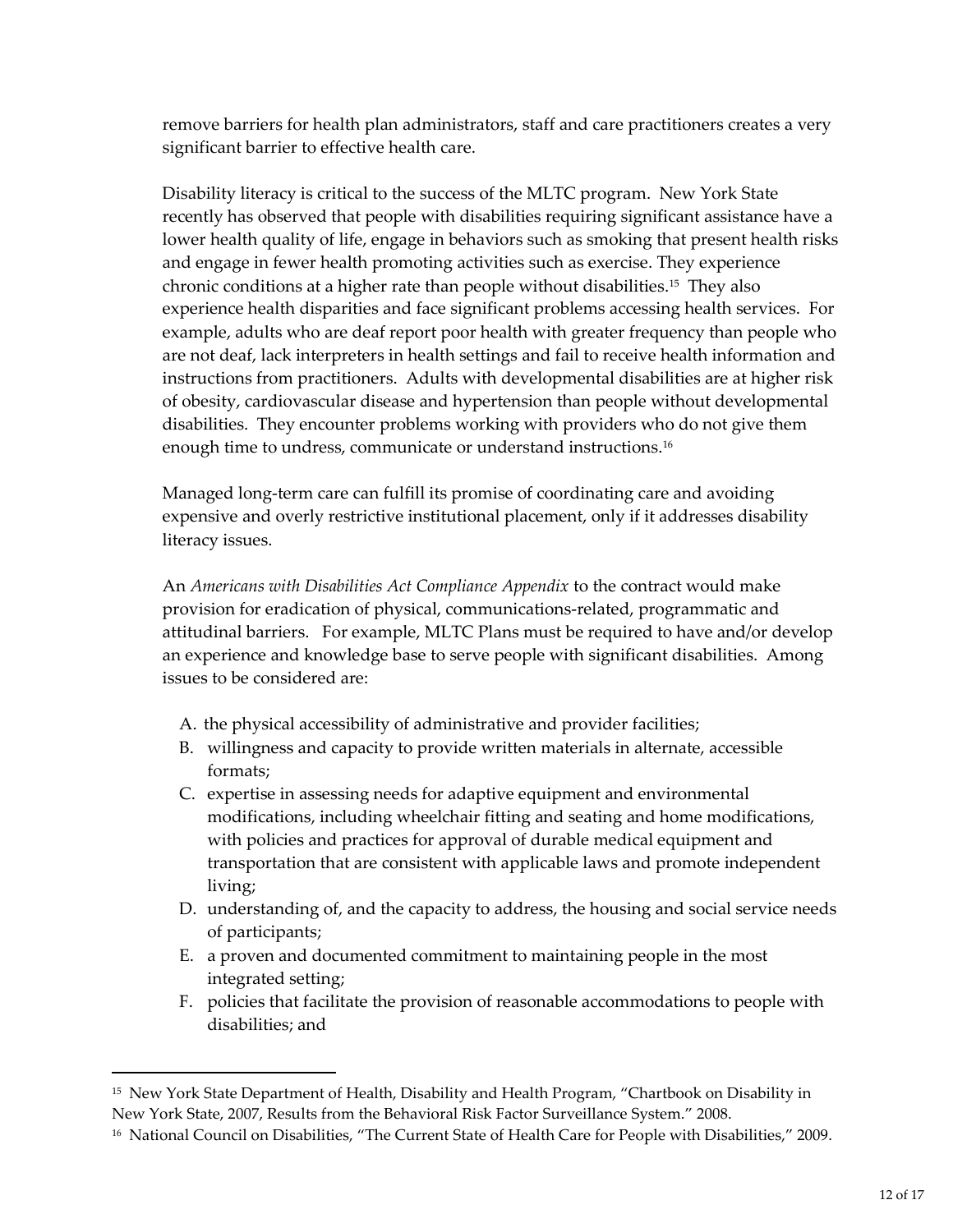remove barriers for health plan administrators, staff and care practitioners creates a very significant barrier to effective health care.

Disability literacy is critical to the success of the MLTC program. New York State recently has observed that people with disabilities requiring significant assistance have a lower health quality of life, engage in behaviors such as smoking that present health risks and engage in fewer health promoting activities such as exercise. They experience chronic conditions at a higher rate than people without disabilities.[15] They also experience health disparities and face significant problems accessing health services. For example, adults who are deaf report poor health with greater frequency than people who are not deaf, lack interpreters in health settings and fail to receive health information and instructions from practitioners. Adults with developmental disabilities are at higher risk of obesity, cardiovascular disease and hypertension than people without developmental disabilities. They encounter problems working with providers who do not give them enough time to undress, communicate or understand instructions.[16]

Managed long-term care can fulfill its promise of coordinating care and avoiding expensive and overly restrictive institutional placement, only if it addresses disability literacy issues.

An *Americans with Disabilities Act Compliance Appendix* to the contract would make provision for eradication of physical, communications-related, programmatic and attitudinal barriers. For example, MLTC Plans must be required to have and/or develop an experience and knowledge base to serve people with significant disabilities. Among issues to be considered are:

A. the physical accessibility of administrative and provider facilities;
B. willingness and capacity to provide written materials in alternate, accessible formats;
C. expertise in assessing needs for adaptive equipment and environmental modifications, including wheelchair fitting and seating and home modifications, with policies and practices for approval of durable medical equipment and transportation that are consistent with applicable laws and promote independent living;
D. understanding of, and the capacity to address, the housing and social service needs of participants;
E. a proven and documented commitment to maintaining people in the most integrated setting;
F. policies that facilitate the provision of reasonable accommodations to people with disabilities; and

---

[15] New York State Department of Health, Disability and Health Program, "Chartbook on Disability in New York State, 2007, Results from the Behavioral Risk Factor Surveillance System." 2008.

[16] National Council on Disabilities, "The Current State of Health Care for People with Disabilities," 2009.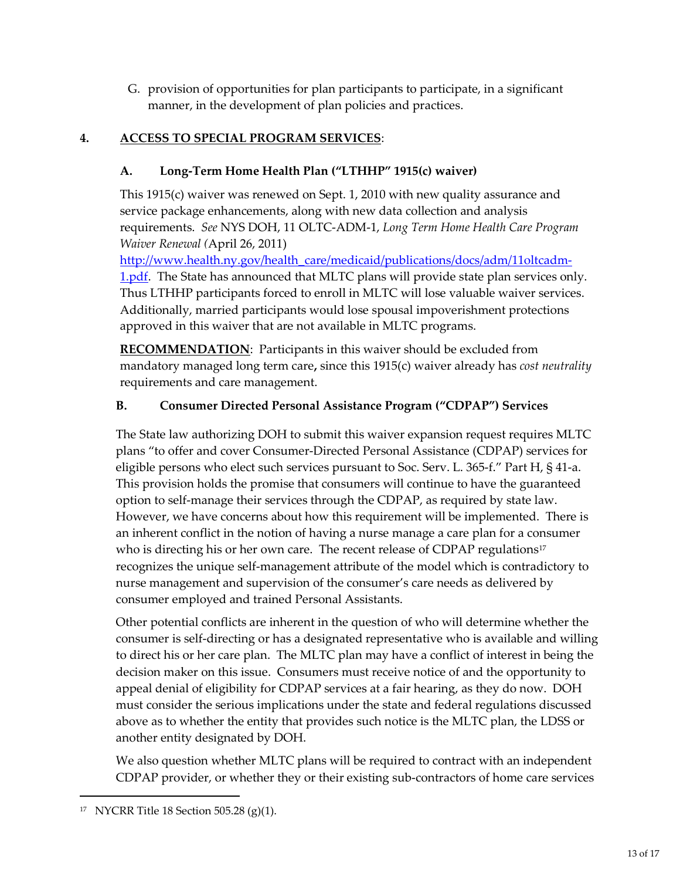G. provision of opportunities for plan participants to participate, in a significant manner, in the development of plan policies and practices.

## 4. ACCESS TO SPECIAL PROGRAM SERVICES:

### A. Long-Term Home Health Plan ("LTHHP" 1915(c) waiver)

This 1915(c) waiver was renewed on Sept. 1, 2010 with new quality assurance and service package enhancements, along with new data collection and analysis requirements. *See* NYS DOH, 11 OLTC-ADM-1, *Long Term Home Health Care Program Waiver Renewal (*April 26, 2011) http://www.health.ny.gov/health_care/medicaid/publications/docs/adm/11oltcadm-1.pdf. The State has announced that MLTC plans will provide state plan services only. Thus LTHHP participants forced to enroll in MLTC will lose valuable waiver services. Additionally, married participants would lose spousal impoverishment protections approved in this waiver that are not available in MLTC programs.

**RECOMMENDATION**: Participants in this waiver should be excluded from mandatory managed long term care**,** since this 1915(c) waiver already has *cost neutrality* requirements and care management.

### B. Consumer Directed Personal Assistance Program ("CDPAP") Services

The State law authorizing DOH to submit this waiver expansion request requires MLTC plans "to offer and cover Consumer-Directed Personal Assistance (CDPAP) services for eligible persons who elect such services pursuant to Soc. Serv. L. 365-f." Part H, § 41-a. This provision holds the promise that consumers will continue to have the guaranteed option to self-manage their services through the CDPAP, as required by state law. However, we have concerns about how this requirement will be implemented. There is an inherent conflict in the notion of having a nurse manage a care plan for a consumer who is directing his or her own care. The recent release of CDPAP regulations[17] recognizes the unique self-management attribute of the model which is contradictory to nurse management and supervision of the consumer's care needs as delivered by consumer employed and trained Personal Assistants.

Other potential conflicts are inherent in the question of who will determine whether the consumer is self-directing or has a designated representative who is available and willing to direct his or her care plan. The MLTC plan may have a conflict of interest in being the decision maker on this issue. Consumers must receive notice of and the opportunity to appeal denial of eligibility for CDPAP services at a fair hearing, as they do now. DOH must consider the serious implications under the state and federal regulations discussed above as to whether the entity that provides such notice is the MLTC plan, the LDSS or another entity designated by DOH.

We also question whether MLTC plans will be required to contract with an independent CDPAP provider, or whether they or their existing sub-contractors of home care services

---

[17] NYCRR Title 18 Section 505.28 (g)(1).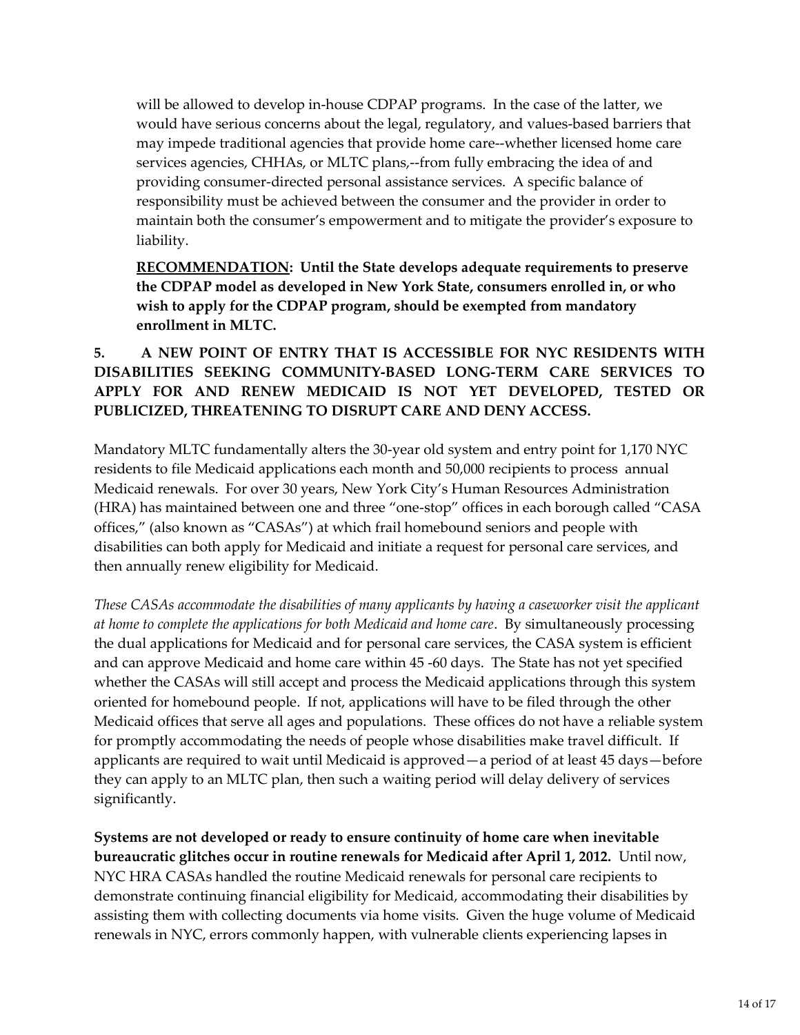will be allowed to develop in-house CDPAP programs. In the case of the latter, we would have serious concerns about the legal, regulatory, and values-based barriers that may impede traditional agencies that provide home care--whether licensed home care services agencies, CHHAs, or MLTC plans,--from fully embracing the idea of and providing consumer-directed personal assistance services. A specific balance of responsibility must be achieved between the consumer and the provider in order to maintain both the consumer's empowerment and to mitigate the provider's exposure to liability.

**<u>RECOMMENDATION</u>: Until the State develops adequate requirements to preserve the CDPAP model as developed in New York State, consumers enrolled in, or who wish to apply for the CDPAP program, should be exempted from mandatory enrollment in MLTC.**

## 5. A NEW POINT OF ENTRY THAT IS ACCESSIBLE FOR NYC RESIDENTS WITH DISABILITIES SEEKING COMMUNITY-BASED LONG-TERM CARE SERVICES TO APPLY FOR AND RENEW MEDICAID IS NOT YET DEVELOPED, TESTED OR PUBLICIZED, THREATENING TO DISRUPT CARE AND DENY ACCESS.

Mandatory MLTC fundamentally alters the 30-year old system and entry point for 1,170 NYC residents to file Medicaid applications each month and 50,000 recipients to process annual Medicaid renewals. For over 30 years, New York City's Human Resources Administration (HRA) has maintained between one and three "one-stop" offices in each borough called "CASA offices," (also known as "CASAs") at which frail homebound seniors and people with disabilities can both apply for Medicaid and initiate a request for personal care services, and then annually renew eligibility for Medicaid.

*These CASAs accommodate the disabilities of many applicants by having a caseworker visit the applicant at home to complete the applications for both Medicaid and home care*. By simultaneously processing the dual applications for Medicaid and for personal care services, the CASA system is efficient and can approve Medicaid and home care within 45 -60 days. The State has not yet specified whether the CASAs will still accept and process the Medicaid applications through this system oriented for homebound people. If not, applications will have to be filed through the other Medicaid offices that serve all ages and populations. These offices do not have a reliable system for promptly accommodating the needs of people whose disabilities make travel difficult. If applicants are required to wait until Medicaid is approved—a period of at least 45 days—before they can apply to an MLTC plan, then such a waiting period will delay delivery of services significantly.

**Systems are not developed or ready to ensure continuity of home care when inevitable bureaucratic glitches occur in routine renewals for Medicaid after April 1, 2012.** Until now, NYC HRA CASAs handled the routine Medicaid renewals for personal care recipients to demonstrate continuing financial eligibility for Medicaid, accommodating their disabilities by assisting them with collecting documents via home visits. Given the huge volume of Medicaid renewals in NYC, errors commonly happen, with vulnerable clients experiencing lapses in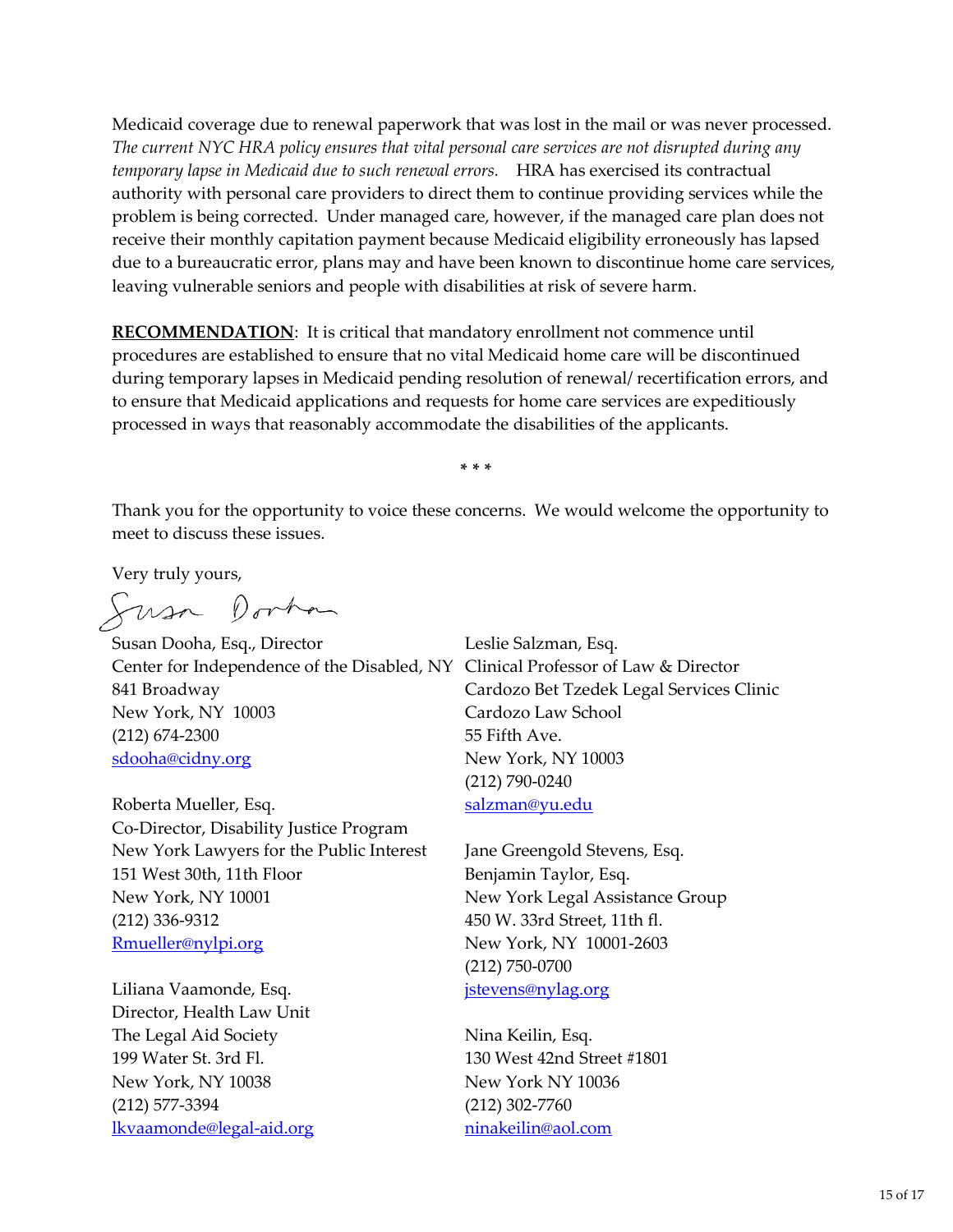Medicaid coverage due to renewal paperwork that was lost in the mail or was never processed. *The current NYC HRA policy ensures that vital personal care services are not disrupted during any temporary lapse in Medicaid due to such renewal errors.* HRA has exercised its contractual authority with personal care providers to direct them to continue providing services while the problem is being corrected. Under managed care, however, if the managed care plan does not receive their monthly capitation payment because Medicaid eligibility erroneously has lapsed due to a bureaucratic error, plans may and have been known to discontinue home care services, leaving vulnerable seniors and people with disabilities at risk of severe harm.

**RECOMMENDATION**: It is critical that mandatory enrollment not commence until procedures are established to ensure that no vital Medicaid home care will be discontinued during temporary lapses in Medicaid pending resolution of renewal/ recertification errors, and to ensure that Medicaid applications and requests for home care services are expeditiously processed in ways that reasonably accommodate the disabilities of the applicants.

\* \* \*

Thank you for the opportunity to voice these concerns. We would welcome the opportunity to meet to discuss these issues.

Very truly yours,

Susan Dooha, Esq., Director
Center for Independence of the Disabled, NY
841 Broadway
New York, NY 10003
(212) 674-2300
sdooha@cidny.org

Roberta Mueller, Esq.
Co-Director, Disability Justice Program
New York Lawyers for the Public Interest
151 West 30th, 11th Floor
New York, NY 10001
(212) 336-9312
Rmueller@nylpi.org

Liliana Vaamonde, Esq.
Director, Health Law Unit
The Legal Aid Society
199 Water St. 3rd Fl.
New York, NY 10038
(212) 577-3394
lkvaamonde@legal-aid.org

Leslie Salzman, Esq.
Clinical Professor of Law & Director
Cardozo Bet Tzedek Legal Services Clinic
Cardozo Law School
55 Fifth Ave.
New York, NY 10003
(212) 790-0240
salzman@yu.edu

Jane Greengold Stevens, Esq.
Benjamin Taylor, Esq.
New York Legal Assistance Group
450 W. 33rd Street, 11th fl.
New York, NY 10001-2603
(212) 750-0700
jstevens@nylag.org

Nina Keilin, Esq.
130 West 42nd Street #1801
New York NY 10036
(212) 302-7760
ninakeilin@aol.com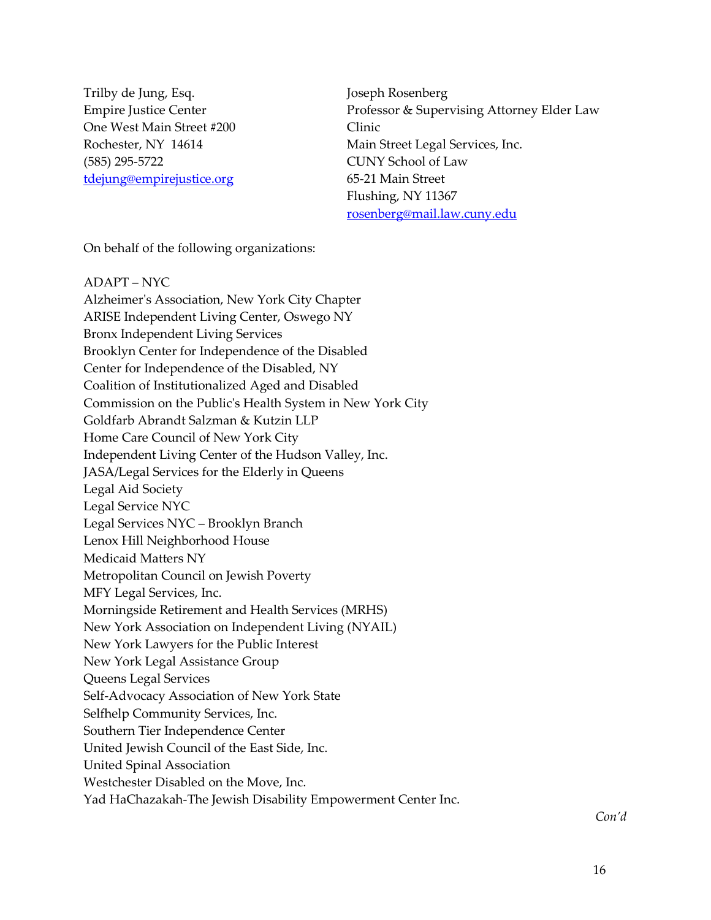Trilby de Jung, Esq.
Empire Justice Center
One West Main Street #200
Rochester, NY 14614
(585) 295-5722
tdejung@empirejustice.org

Joseph Rosenberg
Professor & Supervising Attorney Elder Law Clinic
Main Street Legal Services, Inc.
CUNY School of Law
65-21 Main Street
Flushing, NY 11367
rosenberg@mail.law.cuny.edu

On behalf of the following organizations:

ADAPT – NYC
Alzheimer's Association, New York City Chapter
ARISE Independent Living Center, Oswego NY
Bronx Independent Living Services
Brooklyn Center for Independence of the Disabled
Center for Independence of the Disabled, NY
Coalition of Institutionalized Aged and Disabled
Commission on the Public's Health System in New York City
Goldfarb Abrandt Salzman & Kutzin LLP
Home Care Council of New York City
Independent Living Center of the Hudson Valley, Inc.
JASA/Legal Services for the Elderly in Queens
Legal Aid Society
Legal Service NYC
Legal Services NYC – Brooklyn Branch
Lenox Hill Neighborhood House
Medicaid Matters NY
Metropolitan Council on Jewish Poverty
MFY Legal Services, Inc.
Morningside Retirement and Health Services (MRHS)
New York Association on Independent Living (NYAIL)
New York Lawyers for the Public Interest
New York Legal Assistance Group
Queens Legal Services
Self-Advocacy Association of New York State
Selfhelp Community Services, Inc.
Southern Tier Independence Center
United Jewish Council of the East Side, Inc.
United Spinal Association
Westchester Disabled on the Move, Inc.
Yad HaChazakah-The Jewish Disability Empowerment Center Inc.

*Con'd*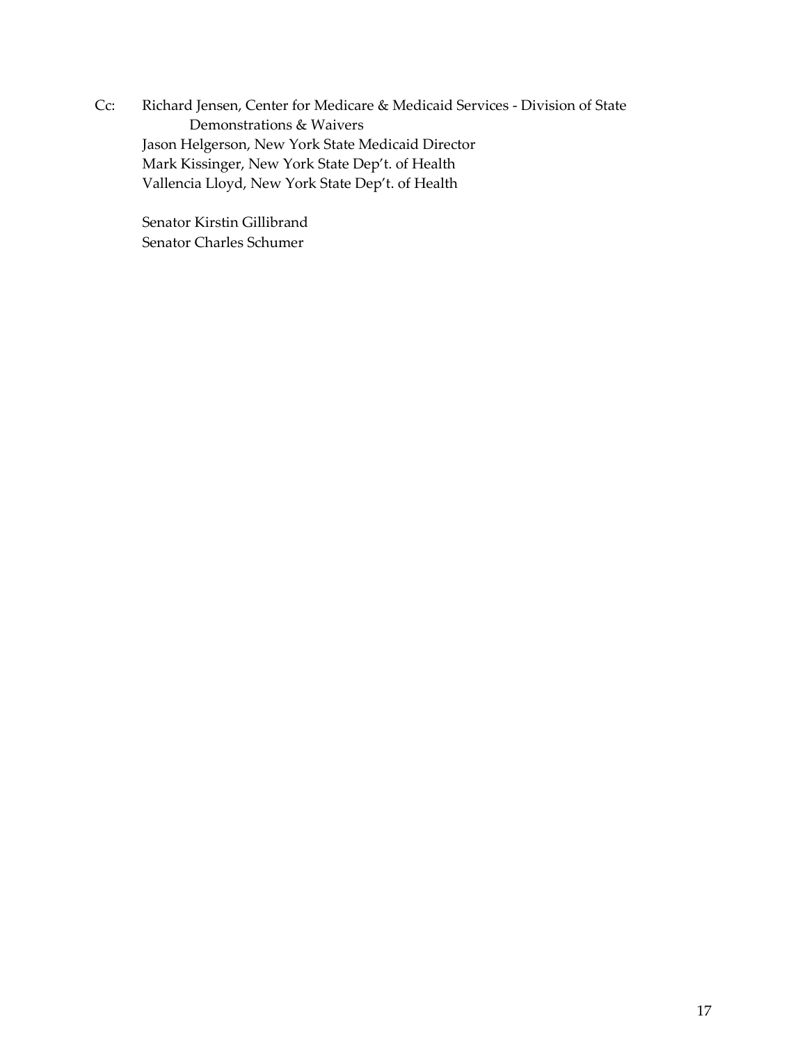Cc: Richard Jensen, Center for Medicare & Medicaid Services - Division of State Demonstrations & Waivers
Jason Helgerson, New York State Medicaid Director
Mark Kissinger, New York State Dep't. of Health
Vallencia Lloyd, New York State Dep't. of Health

Senator Kirstin Gillibrand
Senator Charles Schumer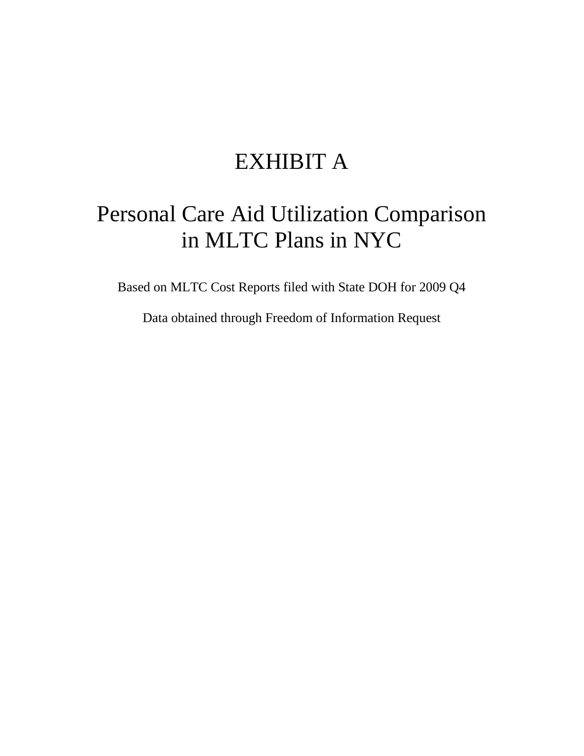# EXHIBIT A

# Personal Care Aid Utilization Comparison in MLTC Plans in NYC

Based on MLTC Cost Reports filed with State DOH for 2009 Q4

Data obtained through Freedom of Information Request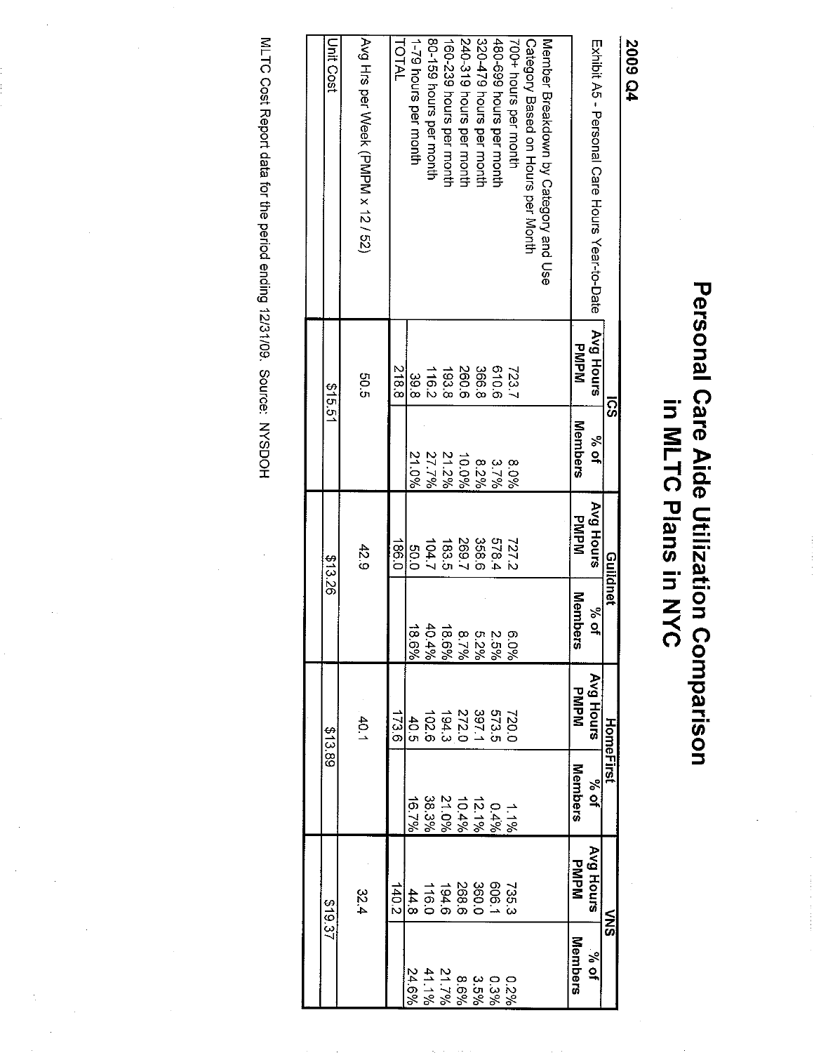**2009 Q4**

# Personal Care Aide Utilization Comparison in MLTC Plans in NYC

| Exhibit A5 - Personal Care Hours Year-to-Date | ICS | | Guildnet | | HomeFirst | | VNS | |
|---|---|---|---|---|---|---|---|---|
| | Avg Hours PMPM | % of Members | Avg Hours PMPM | % of Members | Avg Hours PMPM | % of Members | Avg Hours PMPM | % of Members |
| Member Breakdown by Category and Use Category Based on Hours per Month | | | | | | | | |
| 700+ hours per month | 723.7 | 8.0% | 727.2 | 6.0% | 720.0 | 1.1% | 735.3 | 0.2% |
| 480-699 hours per month | 610.6 | 3.7% | 578.4 | 2.5% | 573.5 | 0.4% | 606.1 | 0.3% |
| 320-479 hours per month | 366.8 | 8.2% | 358.6 | 5.2% | 397.1 | 12.1% | 360.0 | 3.5% |
| 240-319 hours per month | 260.6 | 10.0% | 269.7 | 8.7% | 272.0 | 10.4% | 268.6 | 8.6% |
| 160-239 hours per month | 193.8 | 21.2% | 183.5 | 18.6% | 194.3 | 21.0% | 194.6 | 21.7% |
| 80-159 hours per month | 116.2 | 27.7% | 104.7 | 40.4% | 102.6 | 38.3% | 116.0 | 41.1% |
| 1-79 hours per month | 39.8 | 21.0% | 50.0 | 18.6% | 40.5 | 16.7% | 44.8 | 24.6% |
| TOTAL | 218.8 | | 186.0 | | 173.6 | | 140.2 | |
| Avg Hrs per Week (PMPM x 12 / 52) | 50.5 | | 42.9 | | 40.1 | | 32.4 | |
| Unit Cost | $15.51 | | $13.26 | | $13.89 | | $19.37 | |

MLTC Cost Report data for the period ending 12/31/09. Source: NYSDOH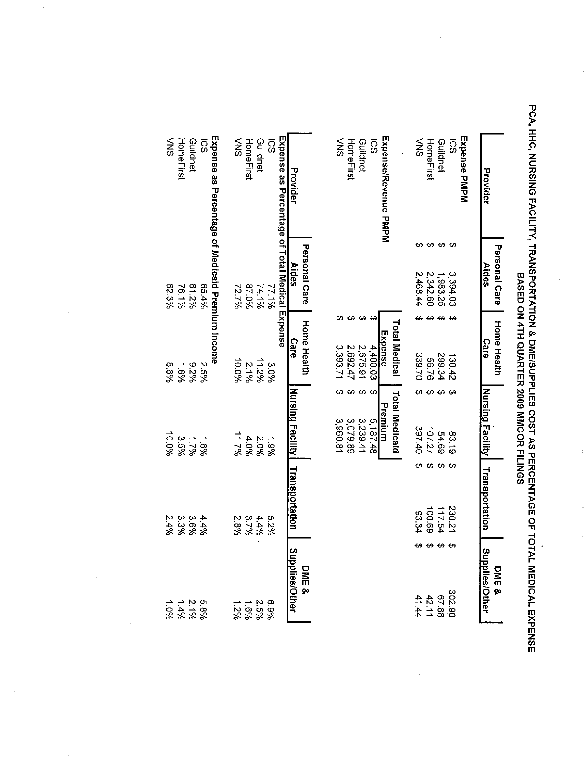# PCA, HHC, NURSING FACILITY, TRANSPORTATION & DME/SUPPLIES COST AS PERCENTAGE OF TOTAL MEDICAL EXPENSE
## BASED ON 4TH QUARTER 2009 MMCOR FILINGS

| Provider | Personal Care Aides | Home Health Care | Nursing Facility | Transportation | DME & Supplies/Other |
|---|---|---|---|---|---|
| **Expense PMPM** | | | | | |
| ICS | $ 3,394.03 | $ 130.42 | $ 83.19 | $ 230.21 | $ 302.90 |
| Guildnet | $ 1,983.25 | $ 299.34 | $ 54.69 | $ 117.54 | $ 67.88 |
| HomeFirst | $ 2,342.60 | $ 56.76 | $ 107.27 | $ 100.69 | $ 42.11 |
| VNS | $ 2,468.44 | $ 339.70 | $ 397.40 | $ 93.34 | $ 41.44 |

| Expense/Revenue PMPM | Total Medical Expense | Total Medicaid Premium |
|---|---|---|
| ICS | $ 4,400.03 | $ 5,187.48 |
| Guildnet | $ 2,675.91 | $ 3,239.41 |
| HomeFirst | $ 2,692.47 | $ 3,079.89 |
| VNS | $ 3,393.71 | $ 3,960.81 |

| Provider | Personal Care Aides | Home Health Care | Nursing Facility | Transportation | DME & Supplies/Other |
|---|---|---|---|---|---|
| **Expense as Percentage of Total Medical Expense** | | | | | |
| ICS | 77.1% | 3.0% | 1.9% | 5.2% | 6.9% |
| Guildnet | 74.1% | 11.2% | 2.0% | 4.4% | 2.5% |
| HomeFirst | 87.0% | 2.1% | 4.0% | 3.7% | 1.6% |
| VNS | 72.7% | 10.0% | 11.7% | 2.8% | 1.2% |
| **Expense as Percentage of Medicaid Premium Income** | | | | | |
| ICS | 65.4% | 2.5% | 1.6% | 4.4% | 5.8% |
| Guildnet | 61.2% | 9.2% | 1.7% | 3.6% | 2.1% |
| HomeFirst | 76.1% | 1.8% | 3.5% | 3.3% | 1.4% |
| VNS | 62.3% | 8.6% | 10.0% | 2.4% | 1.0% |